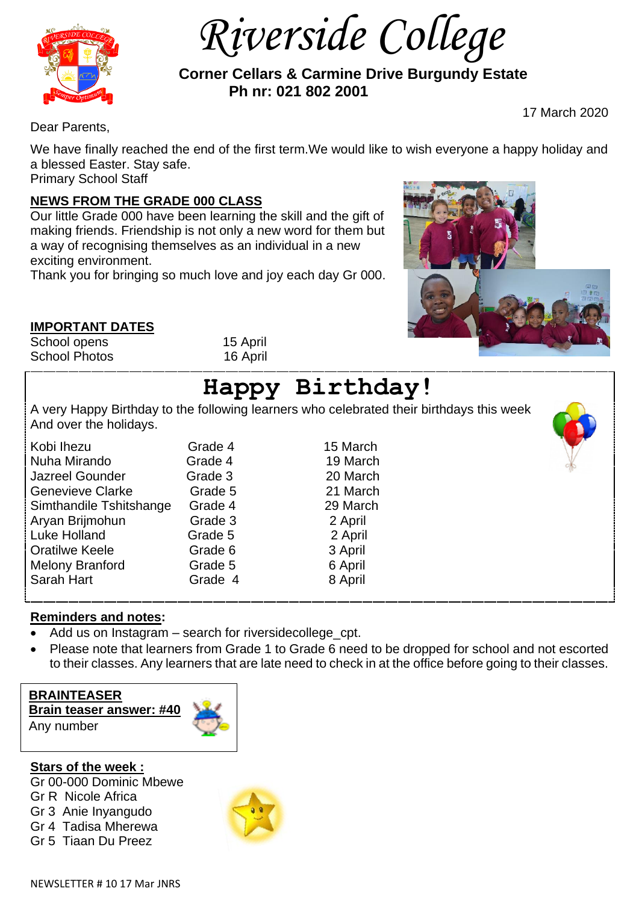# Riverside College

**Corner Cellars & Carmine Drive Burgundy Estate**
**Ph nr: 021 802 2001**

17 March 2020

Dear Parents,

We have finally reached the end of the first term.We would like to wish everyone a happy holiday and a blessed Easter. Stay safe.
Primary School Staff

## NEWS FROM THE GRADE 000 CLASS

Our little Grade 000 have been learning the skill and the gift of making friends. Friendship is not only a new word for them but a way of recognising themselves as an individual in a new exciting environment.
Thank you for bringing so much love and joy each day Gr 000.

## IMPORTANT DATES

| | |
|---|---|
| School opens | 15 April |
| School Photos | 16 April |

## Happy Birthday!

A very Happy Birthday to the following learners who celebrated their birthdays this week And over the holidays.

| | | |
|---|---|---|
| Kobi Ihezu | Grade 4 | 15 March |
| Nuha Mirando | Grade 4 | 19 March |
| Jazreel Gounder | Grade 3 | 20 March |
| Genevieve Clarke | Grade 5 | 21 March |
| Simthandile Tshitshange | Grade 4 | 29 March |
| Aryan Brijmohun | Grade 3 | 2 April |
| Luke Holland | Grade 5 | 2 April |
| Oratilwe Keele | Grade 6 | 3 April |
| Melony Branford | Grade 5 | 6 April |
| Sarah Hart | Grade 4 | 8 April |

## Reminders and notes:

- Add us on Instagram – search for riversidecollege_cpt.
- Please note that learners from Grade 1 to Grade 6 need to be dropped for school and not escorted to their classes. Any learners that are late need to check in at the office before going to their classes.

**BRAINTEASER**
**Brain teaser answer: #40**
Any number

## Stars of the week :

Gr 00-000 Dominic Mbewe
Gr R Nicole Africa
Gr 3 Anie Inyangudo
Gr 4 Tadisa Mherewa
Gr 5 Tiaan Du Preez

NEWSLETTER # 10 17 Mar JNRS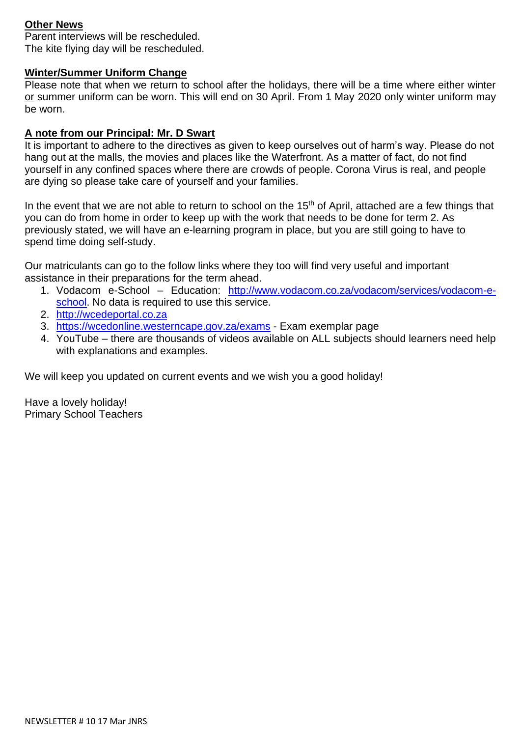**Other News**
Parent interviews will be rescheduled.
The kite flying day will be rescheduled.

**Winter/Summer Uniform Change**
Please note that when we return to school after the holidays, there will be a time where either winter or summer uniform can be worn. This will end on 30 April. From 1 May 2020 only winter uniform may be worn.

**A note from our Principal: Mr. D Swart**
It is important to adhere to the directives as given to keep ourselves out of harm's way. Please do not hang out at the malls, the movies and places like the Waterfront. As a matter of fact, do not find yourself in any confined spaces where there are crowds of people. Corona Virus is real, and people are dying so please take care of yourself and your families.

In the event that we are not able to return to school on the 15th of April, attached are a few things that you can do from home in order to keep up with the work that needs to be done for term 2. As previously stated, we will have an e-learning program in place, but you are still going to have to spend time doing self-study.

Our matriculants can go to the follow links where they too will find very useful and important assistance in their preparations for the term ahead.

1. Vodacom e-School – Education: http://www.vodacom.co.za/vodacom/services/vodacom-e-school. No data is required to use this service.
2. http://wcedeportal.co.za
3. https://wcedonline.westerncape.gov.za/exams - Exam exemplar page
4. YouTube – there are thousands of videos available on ALL subjects should learners need help with explanations and examples.

We will keep you updated on current events and we wish you a good holiday!

Have a lovely holiday!
Primary School Teachers

NEWSLETTER # 10 17 Mar JNRS